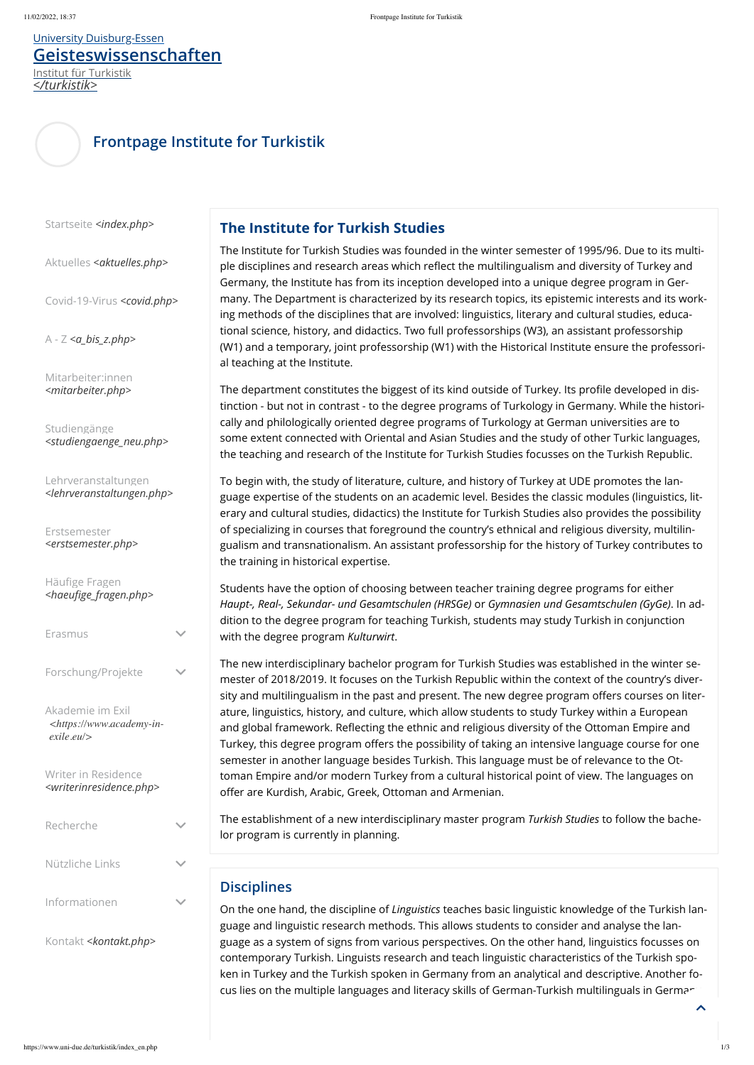University Duisburg-Essen
# Geisteswissenschaften
Institut für Turkistik
*</turkistik>*

## Frontpage Institute for Turkistik

- Startseite *<index.php>*
- Aktuelles *<aktuelles.php>*
- Covid-19-Virus *<covid.php>*
- A - Z *<a_bis_z.php>*
- Mitarbeiter:innen *<mitarbeiter.php>*
- Studiengänge *<studiengaenge_neu.php>*
- Lehrveranstaltungen *<lehrveranstaltungen.php>*
- Erstsemester *<erstsemester.php>*
- Häufige Fragen *<haeufige_fragen.php>*
- Erasmus
- Forschung/Projekte
- Akademie im Exil *<https://www.academy-in-exile.eu/>*
- Writer in Residence *<writerinresidence.php>*
- Recherche
- Nützliche Links
- Informationen
- Kontakt *<kontakt.php>*

### The Institute for Turkish Studies

The Institute for Turkish Studies was founded in the winter semester of 1995/96. Due to its multiple disciplines and research areas which reflect the multilingualism and diversity of Turkey and Germany, the Institute has from its inception developed into a unique degree program in Germany. The Department is characterized by its research topics, its epistemic interests and its working methods of the disciplines that are involved: linguistics, literary and cultural studies, educational science, history, and didactics. Two full professorships (W3), an assistant professorship (W1) and a temporary, joint professorship (W1) with the Historical Institute ensure the professorial teaching at the Institute.

The department constitutes the biggest of its kind outside of Turkey. Its profile developed in distinction - but not in contrast - to the degree programs of Turkology in Germany. While the historically and philologically oriented degree programs of Turkology at German universities are to some extent connected with Oriental and Asian Studies and the study of other Turkic languages, the teaching and research of the Institute for Turkish Studies focusses on the Turkish Republic.

To begin with, the study of literature, culture, and history of Turkey at UDE promotes the language expertise of the students on an academic level. Besides the classic modules (linguistics, literary and cultural studies, didactics) the Institute for Turkish Studies also provides the possibility of specializing in courses that foreground the country's ethnical and religious diversity, multilingualism and transnationalism. An assistant professorship for the history of Turkey contributes to the training in historical expertise.

Students have the option of choosing between teacher training degree programs for either *Haupt-, Real-, Sekundar- und Gesamtschulen (HRSGe)* or *Gymnasien und Gesamtschulen (GyGe)*. In addition to the degree program for teaching Turkish, students may study Turkish in conjunction with the degree program *Kulturwirt*.

The new interdisciplinary bachelor program for Turkish Studies was established in the winter semester of 2018/2019. It focuses on the Turkish Republic within the context of the country's diversity and multilingualism in the past and present. The new degree program offers courses on literature, linguistics, history, and culture, which allow students to study Turkey within a European and global framework. Reflecting the ethnic and religious diversity of the Ottoman Empire and Turkey, this degree program offers the possibility of taking an intensive language course for one semester in another language besides Turkish. This language must be of relevance to the Ottoman Empire and/or modern Turkey from a cultural historical point of view. The languages on offer are Kurdish, Arabic, Greek, Ottoman and Armenian.

The establishment of a new interdisciplinary master program *Turkish Studies* to follow the bachelor program is currently in planning.

### Disciplines

On the one hand, the discipline of *Linguistics* teaches basic linguistic knowledge of the Turkish language and linguistic research methods. This allows students to consider and analyse the language as a system of signs from various perspectives. On the other hand, linguistics focusses on contemporary Turkish. Linguists research and teach linguistic characteristics of the Turkish spoken in Turkey and the Turkish spoken in Germany from an analytical and descriptive. Another focus lies on the multiple languages and literacy skills of German-Turkish multilinguals in German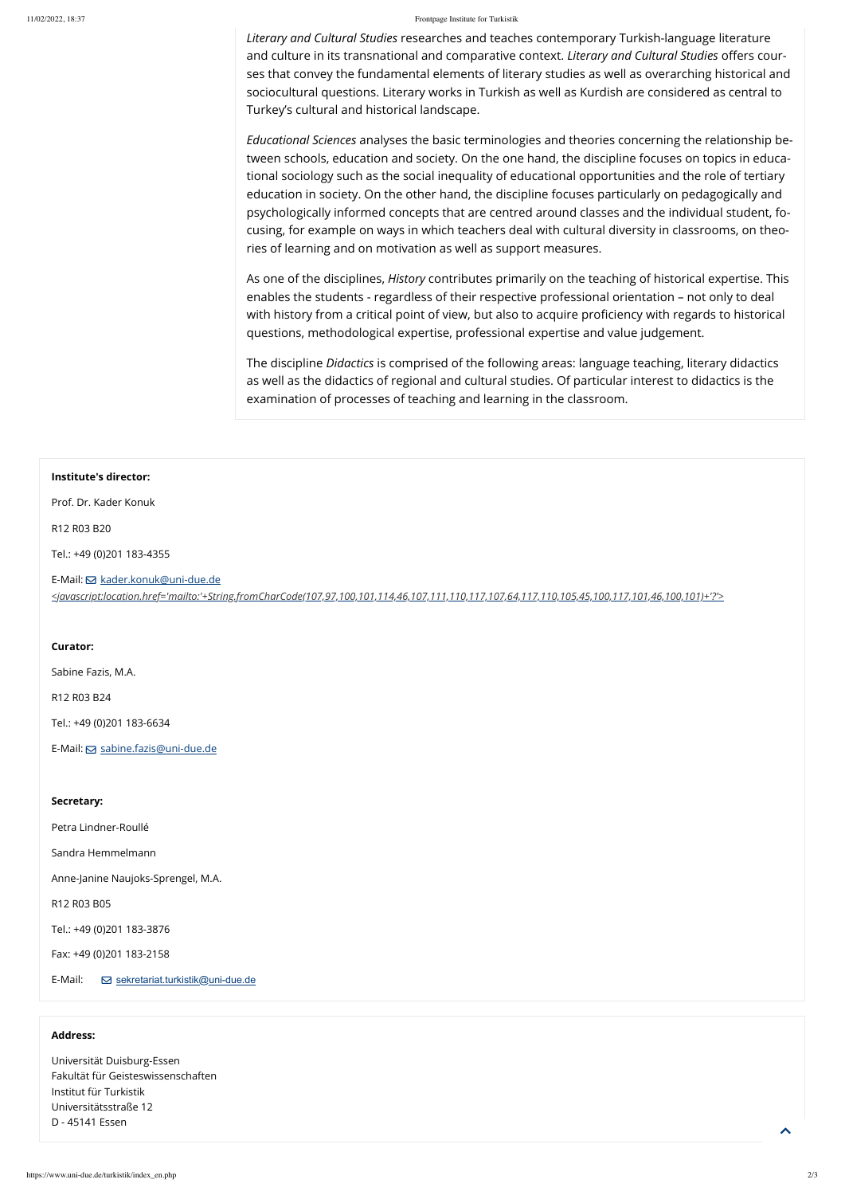*Literary and Cultural Studies* researches and teaches contemporary Turkish-language literature and culture in its transnational and comparative context. *Literary and Cultural Studies* offers courses that convey the fundamental elements of literary studies as well as overarching historical and sociocultural questions. Literary works in Turkish as well as Kurdish are considered as central to Turkey's cultural and historical landscape.

*Educational Sciences* analyses the basic terminologies and theories concerning the relationship between schools, education and society. On the one hand, the discipline focuses on topics in educational sociology such as the social inequality of educational opportunities and the role of tertiary education in society. On the other hand, the discipline focuses particularly on pedagogically and psychologically informed concepts that are centred around classes and the individual student, focusing, for example on ways in which teachers deal with cultural diversity in classrooms, on theories of learning and on motivation as well as support measures.

As one of the disciplines, *History* contributes primarily on the teaching of historical expertise. This enables the students - regardless of their respective professional orientation – not only to deal with history from a critical point of view, but also to acquire proficiency with regards to historical questions, methodological expertise, professional expertise and value judgement.

The discipline *Didactics* is comprised of the following areas: language teaching, literary didactics as well as the didactics of regional and cultural studies. Of particular interest to didactics is the examination of processes of teaching and learning in the classroom.

**Institute's director:**

Prof. Dr. Kader Konuk

R12 R03 B20

Tel.: +49 (0)201 183-4355

E-Mail: kader.konuk@uni-due.de
<javascript:location.href='mailto:'+String.fromCharCode(107,97,100,101,114,46,107,111,110,117,107,64,117,110,105,45,100,117,101,46,100,101)+'?'>

**Curator:**

Sabine Fazis, M.A.

R12 R03 B24

Tel.: +49 (0)201 183-6634

E-Mail: sabine.fazis@uni-due.de

**Secretary:**

Petra Lindner-Roullé

Sandra Hemmelmann

Anne-Janine Naujoks-Sprengel, M.A.

R12 R03 B05

Tel.: +49 (0)201 183-3876

Fax: +49 (0)201 183-2158

E-Mail: sekretariat.turkistik@uni-due.de

**Address:**

Universität Duisburg-Essen
Fakultät für Geisteswissenschaften
Institut für Turkistik
Universitätsstraße 12
D - 45141 Essen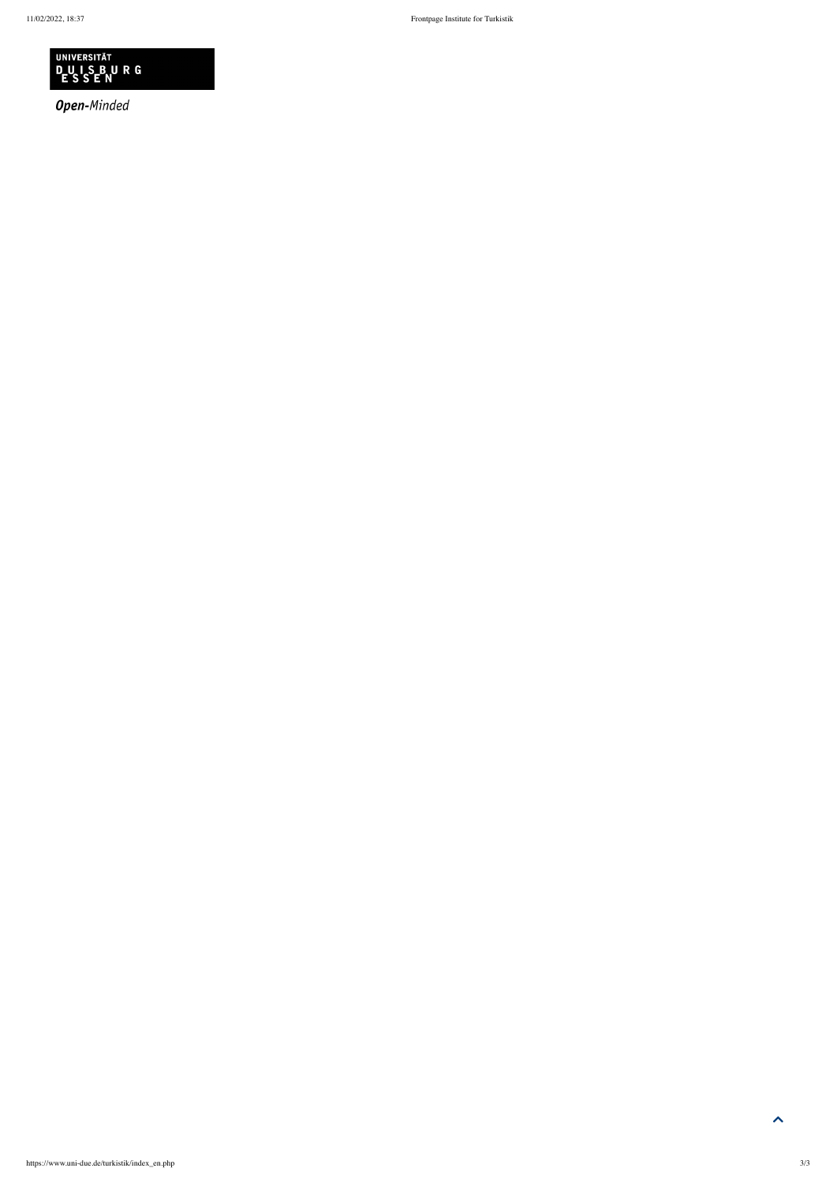UNIVERSITÄT
DUISBURG
ESSEN

*Open-Minded*